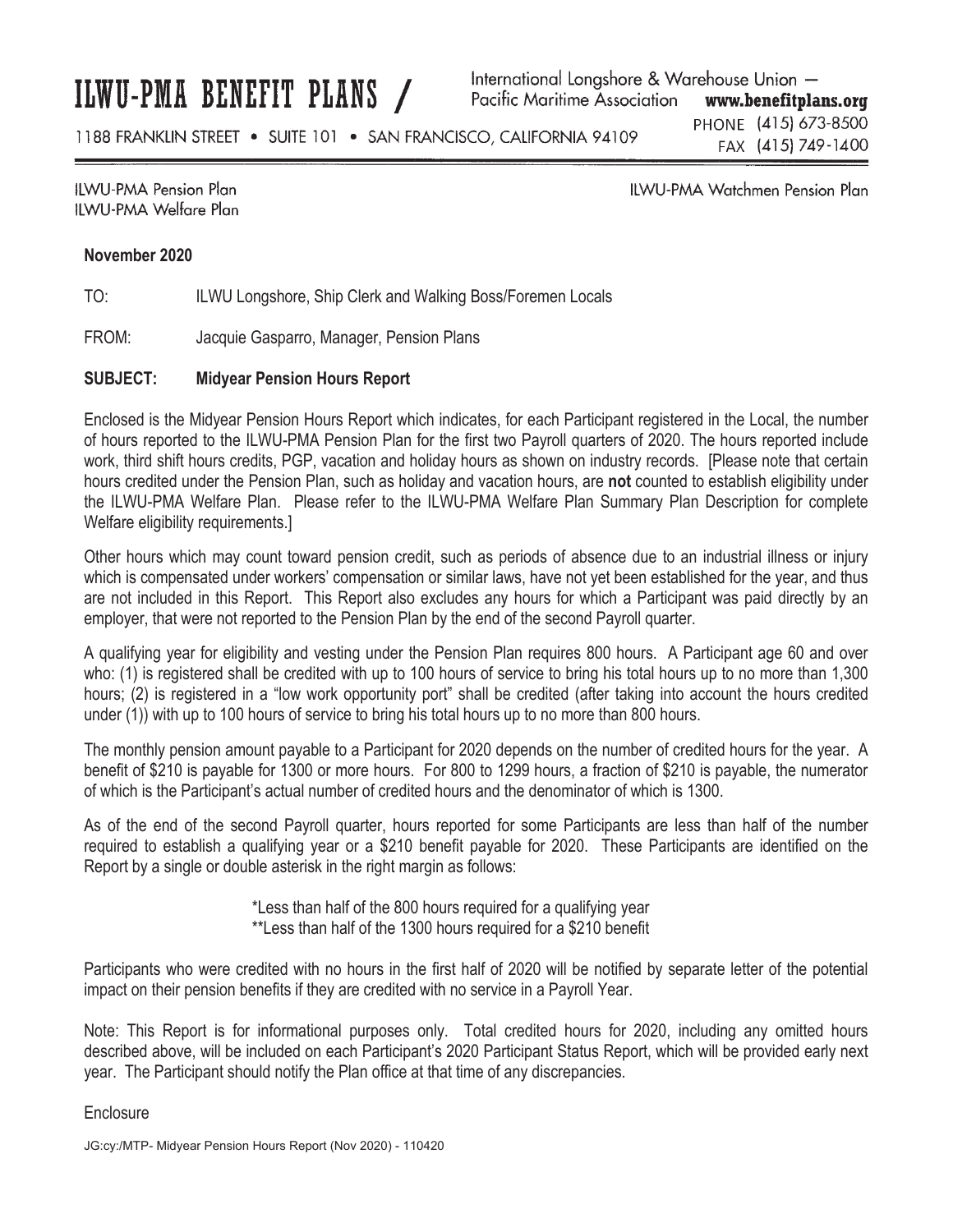# ILWU-PMA BENEFIT PLANS /

International Longshore & Warehouse Union — Pacific Maritime Association **www.benefitplans.org**

1188 FRANKLIN STREET • SUITE 101 • SAN FRANCISCO, CALIFORNIA 94109

PHONE (415) 673-8500
FAX (415) 749-1400

ILWU-PMA Pension Plan
ILWU-PMA Welfare Plan

ILWU-PMA Watchmen Pension Plan

**November 2020**

TO: ILWU Longshore, Ship Clerk and Walking Boss/Foremen Locals

FROM: Jacquie Gasparro, Manager, Pension Plans

**SUBJECT: Midyear Pension Hours Report**

Enclosed is the Midyear Pension Hours Report which indicates, for each Participant registered in the Local, the number of hours reported to the ILWU-PMA Pension Plan for the first two Payroll quarters of 2020. The hours reported include work, third shift hours credits, PGP, vacation and holiday hours as shown on industry records. [Please note that certain hours credited under the Pension Plan, such as holiday and vacation hours, are **not** counted to establish eligibility under the ILWU-PMA Welfare Plan. Please refer to the ILWU-PMA Welfare Plan Summary Plan Description for complete Welfare eligibility requirements.]

Other hours which may count toward pension credit, such as periods of absence due to an industrial illness or injury which is compensated under workers' compensation or similar laws, have not yet been established for the year, and thus are not included in this Report. This Report also excludes any hours for which a Participant was paid directly by an employer, that were not reported to the Pension Plan by the end of the second Payroll quarter.

A qualifying year for eligibility and vesting under the Pension Plan requires 800 hours. A Participant age 60 and over who: (1) is registered shall be credited with up to 100 hours of service to bring his total hours up to no more than 1,300 hours; (2) is registered in a "low work opportunity port" shall be credited (after taking into account the hours credited under (1)) with up to 100 hours of service to bring his total hours up to no more than 800 hours.

The monthly pension amount payable to a Participant for 2020 depends on the number of credited hours for the year. A benefit of $210 is payable for 1300 or more hours. For 800 to 1299 hours, a fraction of $210 is payable, the numerator of which is the Participant's actual number of credited hours and the denominator of which is 1300.

As of the end of the second Payroll quarter, hours reported for some Participants are less than half of the number required to establish a qualifying year or a $210 benefit payable for 2020. These Participants are identified on the Report by a single or double asterisk in the right margin as follows:

*Less than half of the 800 hours required for a qualifying year
**Less than half of the 1300 hours required for a $210 benefit

Participants who were credited with no hours in the first half of 2020 will be notified by separate letter of the potential impact on their pension benefits if they are credited with no service in a Payroll Year.

Note: This Report is for informational purposes only. Total credited hours for 2020, including any omitted hours described above, will be included on each Participant's 2020 Participant Status Report, which will be provided early next year. The Participant should notify the Plan office at that time of any discrepancies.

Enclosure

JG:cy:/MTP- Midyear Pension Hours Report (Nov 2020) - 110420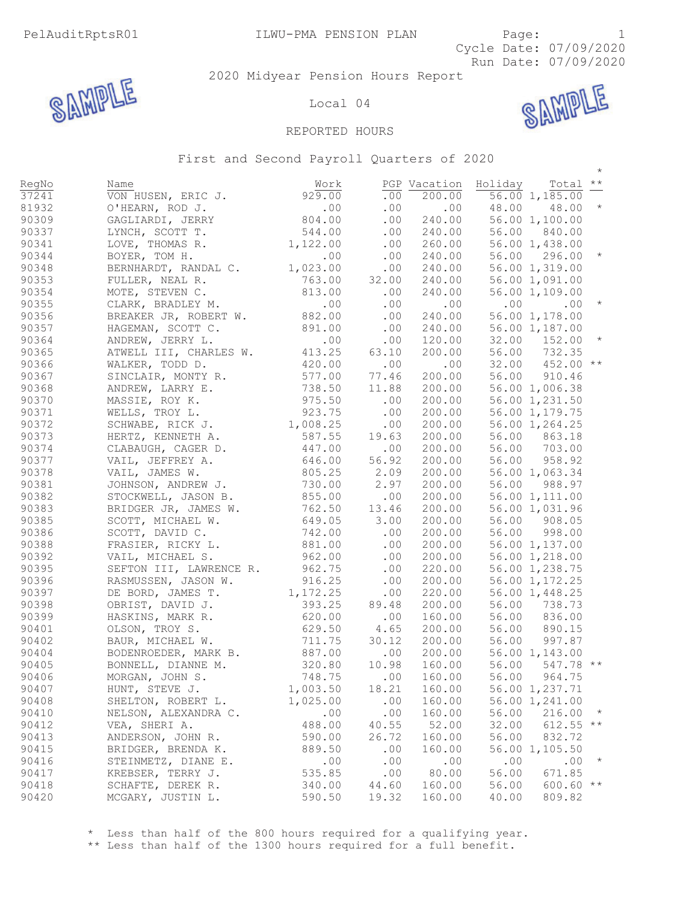PelAuditRptsR01 ILWU-PMA PENSION PLAN

Page: 1
Cycle Date: 07/09/2020
Run Date: 07/09/2020

# 2020 Midyear Pension Hours Report

SAMPLE SAMPLE

## Local 04

## REPORTED HOURS

### First and Second Payroll Quarters of 2020

| RegNo | Name | Work | PGP | Vacation | Holiday | Total | * ** |
|---|---|---|---|---|---|---|---|
| 37241 | VON HUSEN, ERIC J. | 929.00 | .00 | 200.00 | 56.00 | 1,185.00 | |
| 81932 | O'HEARN, ROD J. | .00 | .00 | .00 | 48.00 | 48.00 | * |
| 90309 | GAGLIARDI, JERRY | 804.00 | .00 | 240.00 | 56.00 | 1,100.00 | |
| 90337 | LYNCH, SCOTT T. | 544.00 | .00 | 240.00 | 56.00 | 840.00 | |
| 90341 | LOVE, THOMAS R. | 1,122.00 | .00 | 260.00 | 56.00 | 1,438.00 | |
| 90344 | BOYER, TOM H. | .00 | .00 | 240.00 | 56.00 | 296.00 | * |
| 90348 | BERNHARDT, RANDAL C. | 1,023.00 | .00 | 240.00 | 56.00 | 1,319.00 | |
| 90353 | FULLER, NEAL R. | 763.00 | 32.00 | 240.00 | 56.00 | 1,091.00 | |
| 90354 | MOTE, STEVEN C. | 813.00 | .00 | 240.00 | 56.00 | 1,109.00 | |
| 90355 | CLARK, BRADLEY M. | .00 | .00 | .00 | .00 | .00 | * |
| 90356 | BREAKER JR, ROBERT W. | 882.00 | .00 | 240.00 | 56.00 | 1,178.00 | |
| 90357 | HAGEMAN, SCOTT C. | 891.00 | .00 | 240.00 | 56.00 | 1,187.00 | |
| 90364 | ANDREW, JERRY L. | .00 | .00 | 120.00 | 32.00 | 152.00 | * |
| 90365 | ATWELL III, CHARLES W. | 413.25 | 63.10 | 200.00 | 56.00 | 732.35 | |
| 90366 | WALKER, TODD D. | 420.00 | .00 | .00 | 32.00 | 452.00 | ** |
| 90367 | SINCLAIR, MONTY R. | 577.00 | 77.46 | 200.00 | 56.00 | 910.46 | |
| 90368 | ANDREW, LARRY E. | 738.50 | 11.88 | 200.00 | 56.00 | 1,006.38 | |
| 90370 | MASSIE, ROY K. | 975.50 | .00 | 200.00 | 56.00 | 1,231.50 | |
| 90371 | WELLS, TROY L. | 923.75 | .00 | 200.00 | 56.00 | 1,179.75 | |
| 90372 | SCHWABE, RICK J. | 1,008.25 | .00 | 200.00 | 56.00 | 1,264.25 | |
| 90373 | HERTZ, KENNETH A. | 587.55 | 19.63 | 200.00 | 56.00 | 863.18 | |
| 90374 | CLABAUGH, CAGER D. | 447.00 | .00 | 200.00 | 56.00 | 703.00 | |
| 90377 | VAIL, JEFFREY A. | 646.00 | 56.92 | 200.00 | 56.00 | 958.92 | |
| 90378 | VAIL, JAMES W. | 805.25 | 2.09 | 200.00 | 56.00 | 1,063.34 | |
| 90381 | JOHNSON, ANDREW J. | 730.00 | 2.97 | 200.00 | 56.00 | 988.97 | |
| 90382 | STOCKWELL, JASON B. | 855.00 | .00 | 200.00 | 56.00 | 1,111.00 | |
| 90383 | BRIDGER JR, JAMES W. | 762.50 | 13.46 | 200.00 | 56.00 | 1,031.96 | |
| 90385 | SCOTT, MICHAEL W. | 649.05 | 3.00 | 200.00 | 56.00 | 908.05 | |
| 90386 | SCOTT, DAVID C. | 742.00 | .00 | 200.00 | 56.00 | 998.00 | |
| 90388 | FRASIER, RICKY L. | 881.00 | .00 | 200.00 | 56.00 | 1,137.00 | |
| 90392 | VAIL, MICHAEL S. | 962.00 | .00 | 200.00 | 56.00 | 1,218.00 | |
| 90395 | SEFTON III, LAWRENCE R. | 962.75 | .00 | 220.00 | 56.00 | 1,238.75 | |
| 90396 | RASMUSSEN, JASON W. | 916.25 | .00 | 200.00 | 56.00 | 1,172.25 | |
| 90397 | DE BORD, JAMES T. | 1,172.25 | .00 | 220.00 | 56.00 | 1,448.25 | |
| 90398 | OBRIST, DAVID J. | 393.25 | 89.48 | 200.00 | 56.00 | 738.73 | |
| 90399 | HASKINS, MARK R. | 620.00 | .00 | 160.00 | 56.00 | 836.00 | |
| 90401 | OLSON, TROY S. | 629.50 | 4.65 | 200.00 | 56.00 | 890.15 | |
| 90402 | BAUR, MICHAEL W. | 711.75 | 30.12 | 200.00 | 56.00 | 997.87 | |
| 90404 | BODENROEDER, MARK B. | 887.00 | .00 | 200.00 | 56.00 | 1,143.00 | |
| 90405 | BONNELL, DIANNE M. | 320.80 | 10.98 | 160.00 | 56.00 | 547.78 | ** |
| 90406 | MORGAN, JOHN S. | 748.75 | .00 | 160.00 | 56.00 | 964.75 | |
| 90407 | HUNT, STEVE J. | 1,003.50 | 18.21 | 160.00 | 56.00 | 1,237.71 | |
| 90408 | SHELTON, ROBERT L. | 1,025.00 | .00 | 160.00 | 56.00 | 1,241.00 | |
| 90410 | NELSON, ALEXANDRA C. | .00 | .00 | 160.00 | 56.00 | 216.00 | * |
| 90412 | VEA, SHERI A. | 488.00 | 40.55 | 52.00 | 32.00 | 612.55 | ** |
| 90413 | ANDERSON, JOHN R. | 590.00 | 26.72 | 160.00 | 56.00 | 832.72 | |
| 90415 | BRIDGER, BRENDA K. | 889.50 | .00 | 160.00 | 56.00 | 1,105.50 | |
| 90416 | STEINMETZ, DIANE E. | .00 | .00 | .00 | .00 | .00 | * |
| 90417 | KREBSER, TERRY J. | 535.85 | .00 | 80.00 | 56.00 | 671.85 | |
| 90418 | SCHAFTE, DEREK R. | 340.00 | 44.60 | 160.00 | 56.00 | 600.60 | ** |
| 90420 | MCGARY, JUSTIN L. | 590.50 | 19.32 | 160.00 | 40.00 | 809.82 | |

\* Less than half of the 800 hours required for a qualifying year.
** Less than half of the 1300 hours required for a full benefit.